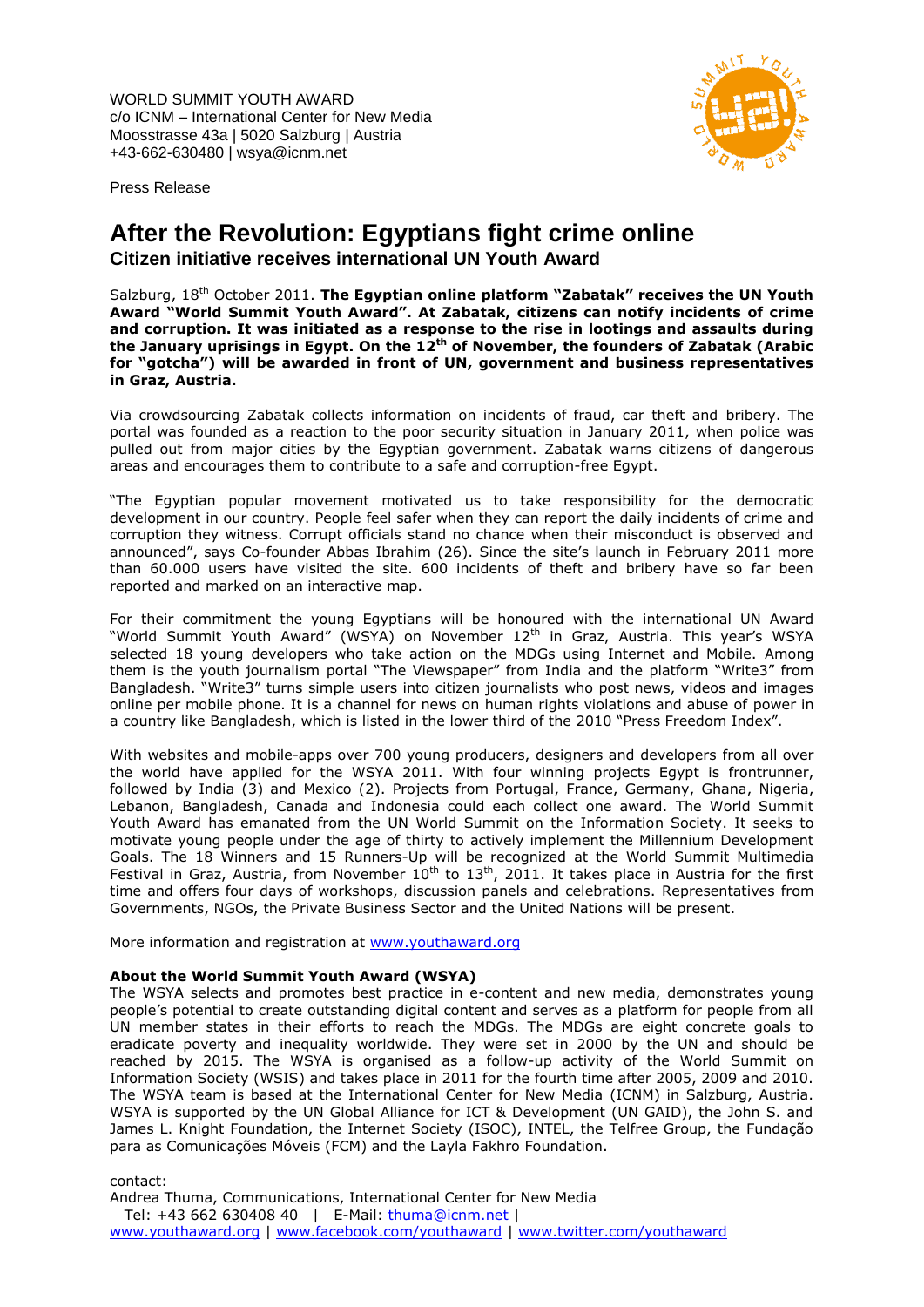WORLD SUMMIT YOUTH AWARD
c/o ICNM – International Center for New Media
Moosstrasse 43a | 5020 Salzburg | Austria
+43-662-630480 | wsya@icnm.net

Press Release

# After the Revolution: Egyptians fight crime online

## Citizen initiative receives international UN Youth Award

Salzburg, 18th October 2011. **The Egyptian online platform "Zabatak" receives the UN Youth Award "World Summit Youth Award". At Zabatak, citizens can notify incidents of crime and corruption. It was initiated as a response to the rise in lootings and assaults during the January uprisings in Egypt. On the 12th of November, the founders of Zabatak (Arabic for "gotcha") will be awarded in front of UN, government and business representatives in Graz, Austria.**

Via crowdsourcing Zabatak collects information on incidents of fraud, car theft and bribery. The portal was founded as a reaction to the poor security situation in January 2011, when police was pulled out from major cities by the Egyptian government. Zabatak warns citizens of dangerous areas and encourages them to contribute to a safe and corruption-free Egypt.

"The Egyptian popular movement motivated us to take responsibility for the democratic development in our country. People feel safer when they can report the daily incidents of crime and corruption they witness. Corrupt officials stand no chance when their misconduct is observed and announced", says Co-founder Abbas Ibrahim (26). Since the site's launch in February 2011 more than 60.000 users have visited the site. 600 incidents of theft and bribery have so far been reported and marked on an interactive map.

For their commitment the young Egyptians will be honoured with the international UN Award "World Summit Youth Award" (WSYA) on November 12th in Graz, Austria. This year's WSYA selected 18 young developers who take action on the MDGs using Internet and Mobile. Among them is the youth journalism portal "The Viewspaper" from India and the platform "Write3" from Bangladesh. "Write3" turns simple users into citizen journalists who post news, videos and images online per mobile phone. It is a channel for news on human rights violations and abuse of power in a country like Bangladesh, which is listed in the lower third of the 2010 "Press Freedom Index".

With websites and mobile-apps over 700 young producers, designers and developers from all over the world have applied for the WSYA 2011. With four winning projects Egypt is frontrunner, followed by India (3) and Mexico (2). Projects from Portugal, France, Germany, Ghana, Nigeria, Lebanon, Bangladesh, Canada and Indonesia could each collect one award. The World Summit Youth Award has emanated from the UN World Summit on the Information Society. It seeks to motivate young people under the age of thirty to actively implement the Millennium Development Goals. The 18 Winners and 15 Runners-Up will be recognized at the World Summit Multimedia Festival in Graz, Austria, from November 10th to 13th, 2011. It takes place in Austria for the first time and offers four days of workshops, discussion panels and celebrations. Representatives from Governments, NGOs, the Private Business Sector and the United Nations will be present.

More information and registration at www.youthaward.org

**About the World Summit Youth Award (WSYA)**

The WSYA selects and promotes best practice in e-content and new media, demonstrates young people's potential to create outstanding digital content and serves as a platform for people from all UN member states in their efforts to reach the MDGs. The MDGs are eight concrete goals to eradicate poverty and inequality worldwide. They were set in 2000 by the UN and should be reached by 2015. The WSYA is organised as a follow-up activity of the World Summit on Information Society (WSIS) and takes place in 2011 for the fourth time after 2005, 2009 and 2010. The WSYA team is based at the International Center for New Media (ICNM) in Salzburg, Austria. WSYA is supported by the UN Global Alliance for ICT & Development (UN GAID), the John S. and James L. Knight Foundation, the Internet Society (ISOC), INTEL, the Telfree Group, the Fundação para as Comunicações Móveis (FCM) and the Layla Fakhro Foundation.

contact:
Andrea Thuma, Communications, International Center for New Media
Tel: +43 662 630408 40 | E-Mail: thuma@icnm.net |
www.youthaward.org | www.facebook.com/youthaward | www.twitter.com/youthaward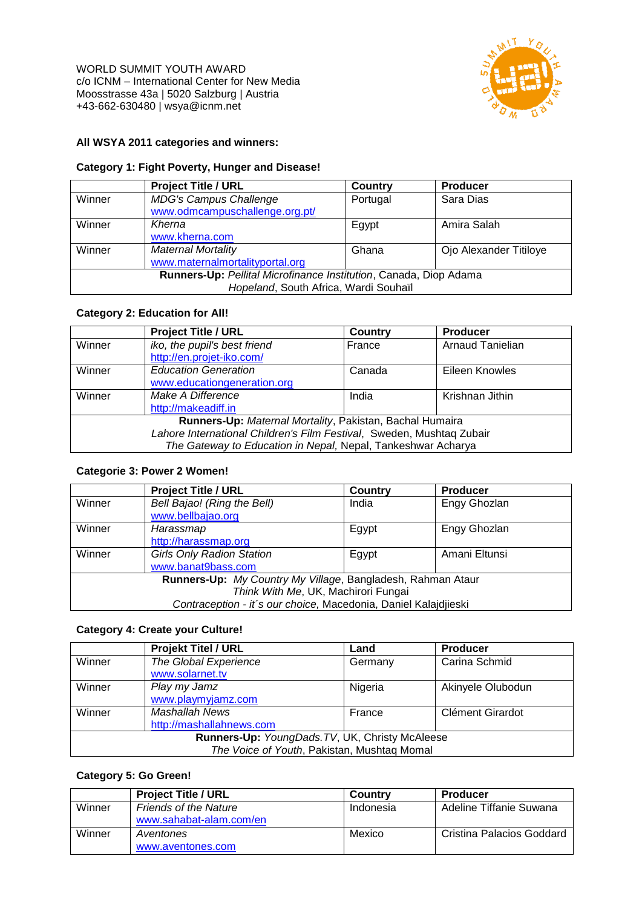WORLD SUMMIT YOUTH AWARD
c/o ICNM – International Center for New Media
Moosstrasse 43a | 5020 Salzburg | Austria
+43-662-630480 | wsya@icnm.net

**All WSYA 2011 categories and winners:**

**Category 1: Fight Poverty, Hunger and Disease!**

| | **Project Title / URL** | **Country** | **Producer** |
|---|---|---|---|
| Winner | *MDG's Campus Challenge* www.odmcampuschallenge.org.pt/ | Portugal | Sara Dias |
| Winner | *Kherna* www.kherna.com | Egypt | Amira Salah |
| Winner | *Maternal Mortality* www.maternalmortalityportal.org | Ghana | Ojo Alexander Titiloye |
| **Runners-Up:** *Pellital Microfinance Institution*, Canada, Diop Adama *Hopeland*, South Africa, Wardi Souhaïl | | | |

**Category 2: Education for All!**

| | **Project Title / URL** | **Country** | **Producer** |
|---|---|---|---|
| Winner | *iko, the pupil's best friend* http://en.projet-iko.com/ | France | Arnaud Tanielian |
| Winner | *Education Generation* www.educationgeneration.org | Canada | Eileen Knowles |
| Winner | *Make A Difference* http://makeadiff.in | India | Krishnan Jithin |
| **Runners-Up:** *Maternal Mortality*, Pakistan, Bachal Humaira *Lahore International Children's Film Festival*, Sweden, Mushtaq Zubair *The Gateway to Education in Nepal,* Nepal, Tankeshwar Acharya | | | |

**Categorie 3: Power 2 Women!**

| | **Project Title / URL** | **Country** | **Producer** |
|---|---|---|---|
| Winner | *Bell Bajao! (Ring the Bell)* www.bellbajao.org | India | Engy Ghozlan |
| Winner | *Harassmap* http://harassmap.org | Egypt | Engy Ghozlan |
| Winner | *Girls Only Radion Station* www.banat9bass.com | Egypt | Amani Eltunsi |
| **Runners-Up:** *My Country My Village*, Bangladesh, Rahman Ataur *Think With Me*, UK, Machirori Fungai *Contraception - it´s our choice,* Macedonia, Daniel Kalajdjieski | | | |

**Category 4: Create your Culture!**

| | **Projekt Titel / URL** | **Land** | **Producer** |
|---|---|---|---|
| Winner | *The Global Experience* www.solarnet.tv | Germany | Carina Schmid |
| Winner | *Play my Jamz* www.playmyjamz.com | Nigeria | Akinyele Olubodun |
| Winner | *Mashallah News* http://mashallahnews.com | France | Clément Girardot |
| **Runners-Up:** *YoungDads.TV*, UK, Christy McAleese *The Voice of Youth*, Pakistan, Mushtaq Momal | | | |

**Category 5: Go Green!**

| | **Project Title / URL** | **Country** | **Producer** |
|---|---|---|---|
| Winner | *Friends of the Nature* www.sahabat-alam.com/en | Indonesia | Adeline Tiffanie Suwana |
| Winner | *Aventones* www.aventones.com | Mexico | Cristina Palacios Goddard |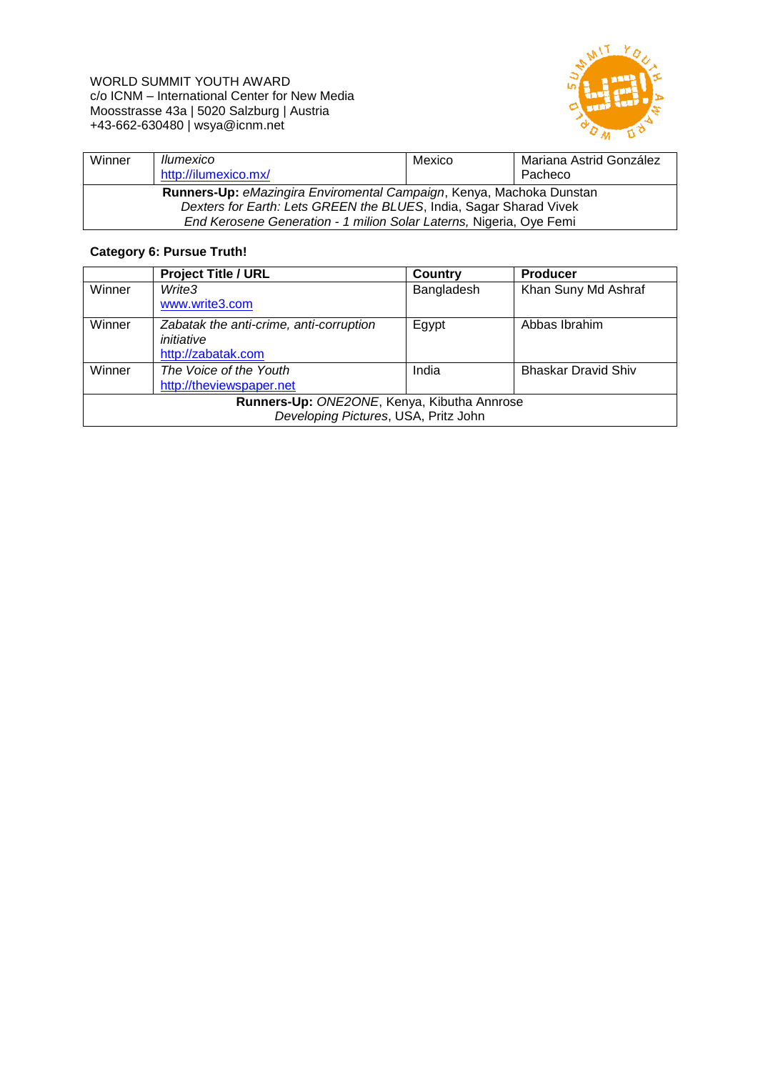WORLD SUMMIT YOUTH AWARD
c/o ICNM – International Center for New Media
Moosstrasse 43a | 5020 Salzburg | Austria
+43-662-630480 | wsya@icnm.net

| | | | |
|---|---|---|---|
| Winner | *Ilumexico* http://ilumexico.mx/ | Mexico | Mariana Astrid González Pacheco |
| **Runners-Up:** *eMazingira Enviromental Campaign*, Kenya, Machoka Dunstan *Dexters for Earth: Lets GREEN the BLUES*, India, Sagar Sharad Vivek *End Kerosene Generation - 1 milion Solar Laterns,* Nigeria, Oye Femi | | | |

**Category 6: Pursue Truth!**

| | Project Title / URL | Country | Producer |
|---|---|---|---|
| Winner | *Write3* www.write3.com | Bangladesh | Khan Suny Md Ashraf |
| Winner | *Zabatak the anti-crime, anti-corruption initiative* http://zabatak.com | Egypt | Abbas Ibrahim |
| Winner | *The Voice of the Youth* http://theviewspaper.net | India | Bhaskar Dravid Shiv |
| **Runners-Up:** *ONE2ONE*, Kenya, Kibutha Annrose *Developing Pictures*, USA, Pritz John | | | |